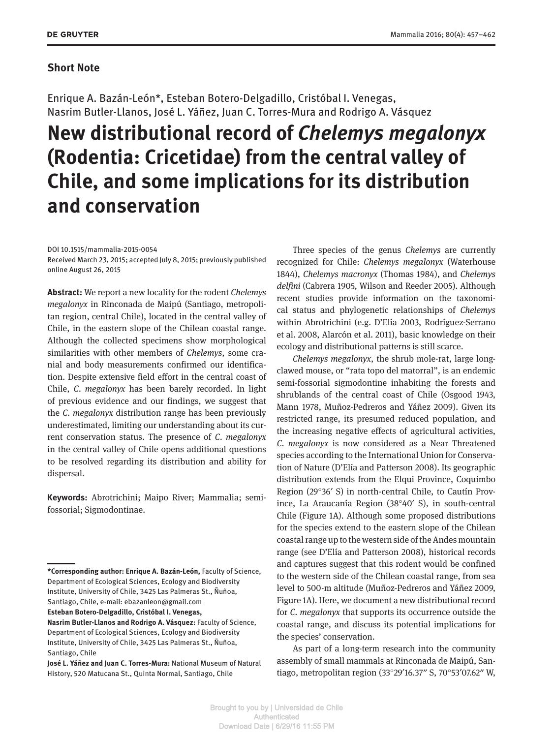**Short Note**

Enrique A. Bazán-León*, Esteban Botero-Delgadillo, Cristóbal I. Venegas, Nasrim Butler-Llanos, José L. Yáñez, Juan C. Torres-Mura and Rodrigo A. Vásquez

# New distributional record of *Chelemys megalonyx* (Rodentia: Cricetidae) from the central valley of Chile, and some implications for its distribution and conservation

DOI 10.1515/mammalia-2015-0054
Received March 23, 2015; accepted July 8, 2015; previously published online August 26, 2015

**Abstract:** We report a new locality for the rodent *Chelemys megalonyx* in Rinconada de Maipú (Santiago, metropolitan region, central Chile), located in the central valley of Chile, in the eastern slope of the Chilean coastal range. Although the collected specimens show morphological similarities with other members of *Chelemys*, some cranial and body measurements confirmed our identification. Despite extensive field effort in the central coast of Chile, *C. megalonyx* has been barely recorded. In light of previous evidence and our findings, we suggest that the *C. megalonyx* distribution range has been previously underestimated, limiting our understanding about its current conservation status. The presence of *C. megalonyx* in the central valley of Chile opens additional questions to be resolved regarding its distribution and ability for dispersal.

**Keywords:** Abrotrichini; Maipo River; Mammalia; semi-fossorial; Sigmodontinae.

---

**\*Corresponding author: Enrique A. Bazán-León,** Faculty of Science, Department of Ecological Sciences, Ecology and Biodiversity Institute, University of Chile, 3425 Las Palmeras St., Ñuñoa, Santiago, Chile, e-mail: ebazanleon@gmail.com

**Esteban Botero-Delgadillo, Cristóbal I. Venegas, Nasrim Butler-Llanos and Rodrigo A. Vásquez:** Faculty of Science, Department of Ecological Sciences, Ecology and Biodiversity Institute, University of Chile, 3425 Las Palmeras St., Ñuñoa, Santiago, Chile

**José L. Yáñez and Juan C. Torres-Mura:** National Museum of Natural History, 520 Matucana St., Quinta Normal, Santiago, Chile

Three species of the genus *Chelemys* are currently recognized for Chile: *Chelemys megalonyx* (Waterhouse 1844), *Chelemys macronyx* (Thomas 1984), and *Chelemys delfini* (Cabrera 1905, Wilson and Reeder 2005). Although recent studies provide information on the taxonomical status and phylogenetic relationships of *Chelemys* within Abrotrichini (e.g. D'Elía 2003, Rodríguez-Serrano et al. 2008, Alarcón et al. 2011), basic knowledge on their ecology and distributional patterns is still scarce.

*Chelemys megalonyx*, the shrub mole-rat, large long-clawed mouse, or "rata topo del matorral", is an endemic semi-fossorial sigmodontine inhabiting the forests and shrublands of the central coast of Chile (Osgood 1943, Mann 1978, Muñoz-Pedreros and Yáñez 2009). Given its restricted range, its presumed reduced population, and the increasing negative effects of agricultural activities, *C. megalonyx* is now considered as a Near Threatened species according to the International Union for Conservation of Nature (D'Elía and Patterson 2008). Its geographic distribution extends from the Elqui Province, Coquimbo Region (29°36′ S) in north-central Chile, to Cautín Province, La Araucanía Region (38°40′ S), in south-central Chile (Figure 1A). Although some proposed distributions for the species extend to the eastern slope of the Chilean coastal range up to the western side of the Andes mountain range (see D'Elía and Patterson 2008), historical records and captures suggest that this rodent would be confined to the western side of the Chilean coastal range, from sea level to 500-m altitude (Muñoz-Pedreros and Yáñez 2009, Figure 1A). Here, we document a new distributional record for *C. megalonyx* that supports its occurrence outside the coastal range, and discuss its potential implications for the species' conservation.

As part of a long-term research into the community assembly of small mammals at Rinconada de Maipú, Santiago, metropolitan region (33°29′16.37″ S, 70°53′07.62″ W,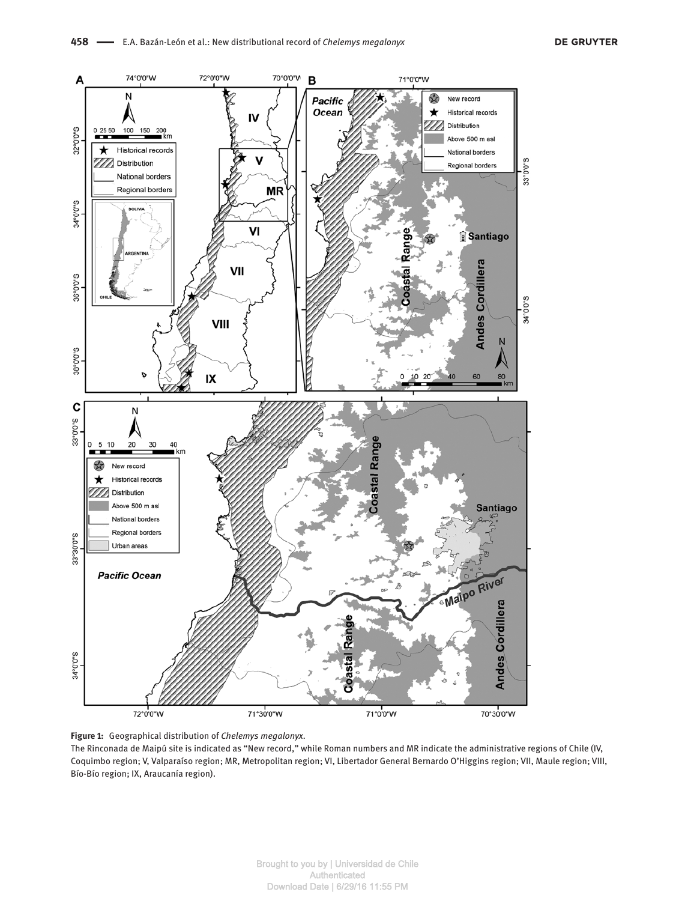**Figure 1:** Geographical distribution of *Chelemys megalonyx*.
The Rinconada de Maipú site is indicated as "New record," while Roman numbers and MR indicate the administrative regions of Chile (IV, Coquimbo region; V, Valparaíso region; MR, Metropolitan region; VI, Libertador General Bernardo O'Higgins region; VII, Maule region; VIII, Bío-Bío region; IX, Araucanía region).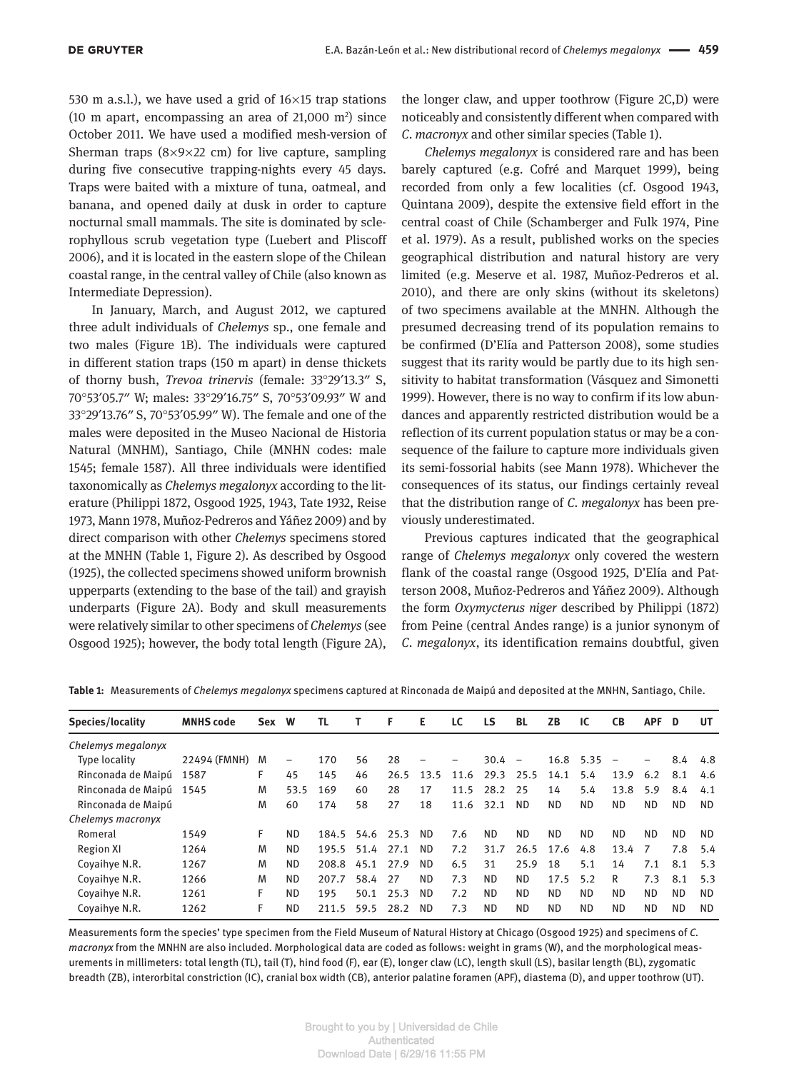530 m a.s.l.), we have used a grid of 16×15 trap stations (10 m apart, encompassing an area of 21,000 m²) since October 2011. We have used a modified mesh-version of Sherman traps (8×9×22 cm) for live capture, sampling during five consecutive trapping-nights every 45 days. Traps were baited with a mixture of tuna, oatmeal, and banana, and opened daily at dusk in order to capture nocturnal small mammals. The site is dominated by sclerophyllous scrub vegetation type (Luebert and Pliscoff 2006), and it is located in the eastern slope of the Chilean coastal range, in the central valley of Chile (also known as Intermediate Depression).

In January, March, and August 2012, we captured three adult individuals of *Chelemys* sp., one female and two males (Figure 1B). The individuals were captured in different station traps (150 m apart) in dense thickets of thorny bush, *Trevoa trinervis* (female: 33°29′13.3″ S, 70°53′05.7″ W; males: 33°29′16.75″ S, 70°53′09.93″ W and 33°29′13.76″ S, 70°53′05.99″ W). The female and one of the males were deposited in the Museo Nacional de Historia Natural (MNHM), Santiago, Chile (MNHN codes: male 1545; female 1587). All three individuals were identified taxonomically as *Chelemys megalonyx* according to the literature (Philippi 1872, Osgood 1925, 1943, Tate 1932, Reise 1973, Mann 1978, Muñoz-Pedreros and Yáñez 2009) and by direct comparison with other *Chelemys* specimens stored at the MNHN (Table 1, Figure 2). As described by Osgood (1925), the collected specimens showed uniform brownish upperparts (extending to the base of the tail) and grayish underparts (Figure 2A). Body and skull measurements were relatively similar to other specimens of *Chelemys* (see Osgood 1925); however, the body total length (Figure 2A), the longer claw, and upper toothrow (Figure 2C,D) were noticeably and consistently different when compared with *C. macronyx* and other similar species (Table 1).

*Chelemys megalonyx* is considered rare and has been barely captured (e.g. Cofré and Marquet 1999), being recorded from only a few localities (cf. Osgood 1943, Quintana 2009), despite the extensive field effort in the central coast of Chile (Schamberger and Fulk 1974, Pine et al. 1979). As a result, published works on the species geographical distribution and natural history are very limited (e.g. Meserve et al. 1987, Muñoz-Pedreros et al. 2010), and there are only skins (without its skeletons) of two specimens available at the MNHN. Although the presumed decreasing trend of its population remains to be confirmed (D'Elía and Patterson 2008), some studies suggest that its rarity would be partly due to its high sensitivity to habitat transformation (Vásquez and Simonetti 1999). However, there is no way to confirm if its low abundances and apparently restricted distribution would be a reflection of its current population status or may be a consequence of the failure to capture more individuals given its semi-fossorial habits (see Mann 1978). Whichever the consequences of its status, our findings certainly reveal that the distribution range of *C. megalonyx* has been previously underestimated.

Previous captures indicated that the geographical range of *Chelemys megalonyx* only covered the western flank of the coastal range (Osgood 1925, D'Elía and Patterson 2008, Muñoz-Pedreros and Yáñez 2009). Although the form *Oxymycterus niger* described by Philippi (1872) from Peine (central Andes range) is a junior synonym of *C. megalonyx*, its identification remains doubtful, given

**Table 1:** Measurements of *Chelemys megalonyx* specimens captured at Rinconada de Maipú and deposited at the MNHN, Santiago, Chile.

| Species/locality | MNHS code | Sex | W | TL | T | F | E | LC | LS | BL | ZB | IC | CB | APF | D | UT |
|---|---|---|---|---|---|---|---|---|---|---|---|---|---|---|---|---|
| *Chelemys megalonyx* | | | | | | | | | | | | | | | | |
| Type locality | 22494 (FMNH) | M | – | 170 | 56 | 28 | – | – | 30.4 | – | 16.8 | 5.35 | – | – | 8.4 | 4.8 |
| Rinconada de Maipú | 1587 | F | 45 | 145 | 46 | 26.5 | 13.5 | 11.6 | 29.3 | 25.5 | 14.1 | 5.4 | 13.9 | 6.2 | 8.1 | 4.6 |
| Rinconada de Maipú | 1545 | M | 53.5 | 169 | 60 | 28 | 17 | 11.5 | 28.2 | 25 | 14 | 5.4 | 13.8 | 5.9 | 8.4 | 4.1 |
| Rinconada de Maipú | | M | 60 | 174 | 58 | 27 | 18 | 11.6 | 32.1 | ND | ND | ND | ND | ND | ND | ND |
| *Chelemys macronyx* | | | | | | | | | | | | | | | | |
| Romeral | 1549 | F | ND | 184.5 | 54.6 | 25.3 | ND | 7.6 | ND | ND | ND | ND | ND | ND | ND | ND |
| Region XI | 1264 | M | ND | 195.5 | 51.4 | 27.1 | ND | 7.2 | 31.7 | 26.5 | 17.6 | 4.8 | 13.4 | 7 | 7.8 | 5.4 |
| Coyaihye N.R. | 1267 | M | ND | 208.8 | 45.1 | 27.9 | ND | 6.5 | 31 | 25.9 | 18 | 5.1 | 14 | 7.1 | 8.1 | 5.3 |
| Coyaihye N.R. | 1266 | M | ND | 207.7 | 58.4 | 27 | ND | 7.3 | ND | ND | 17.5 | 5.2 | R | 7.3 | 8.1 | 5.3 |
| Coyaihye N.R. | 1261 | F | ND | 195 | 50.1 | 25.3 | ND | 7.2 | ND | ND | ND | ND | ND | ND | ND | ND |
| Coyaihye N.R. | 1262 | F | ND | 211.5 | 59.5 | 28.2 | ND | 7.3 | ND | ND | ND | ND | ND | ND | ND | ND |

Measurements form the species' type specimen from the Field Museum of Natural History at Chicago (Osgood 1925) and specimens of *C. macronyx* from the MNHN are also included. Morphological data are coded as follows: weight in grams (W), and the morphological measurements in millimeters: total length (TL), tail (T), hind food (F), ear (E), longer claw (LC), length skull (LS), basilar length (BL), zygomatic breadth (ZB), interorbital constriction (IC), cranial box width (CB), anterior palatine foramen (APF), diastema (D), and upper toothrow (UT).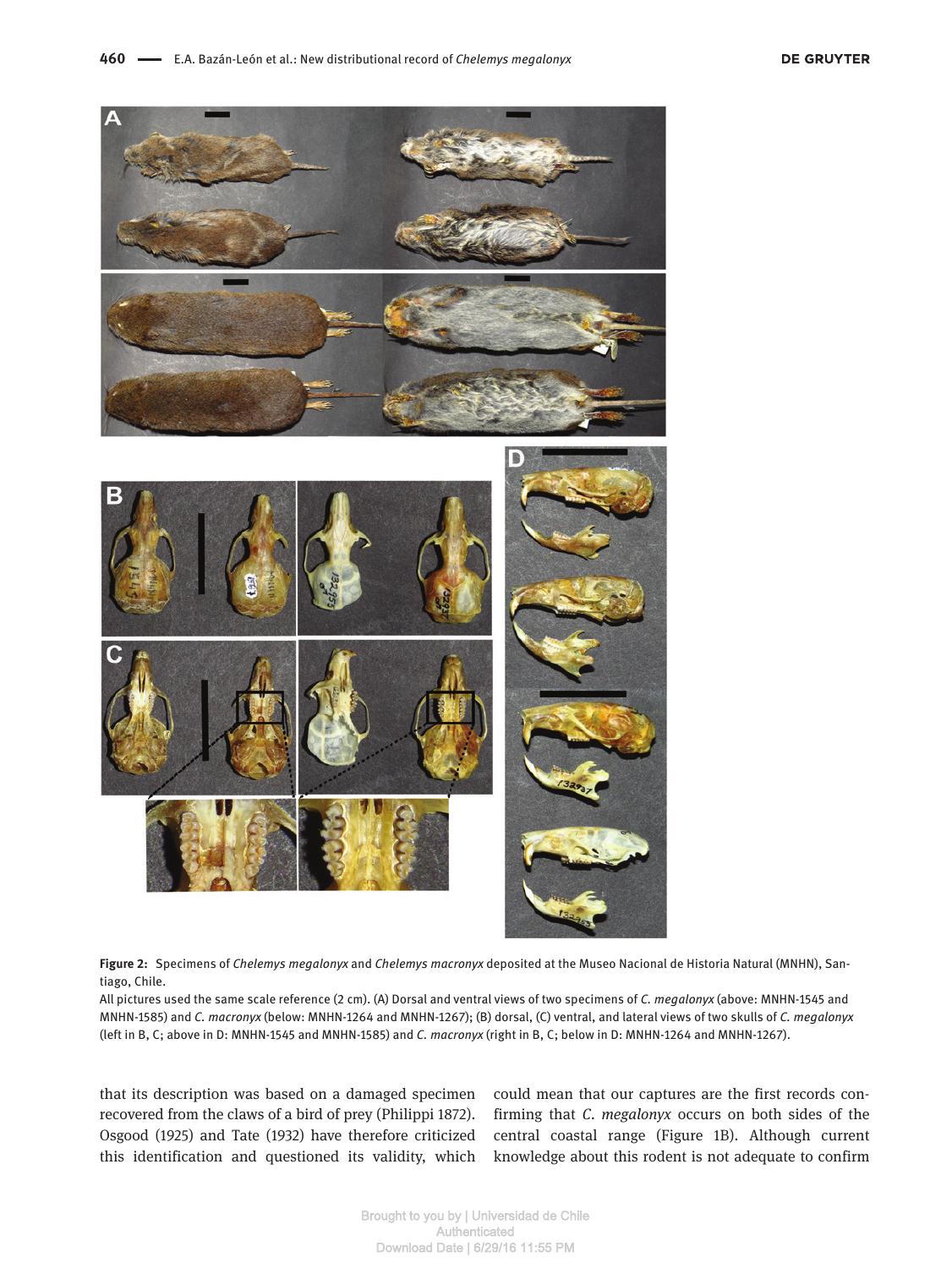**Figure 2:** Specimens of *Chelemys megalonyx* and *Chelemys macronyx* deposited at the Museo Nacional de Historia Natural (MNHN), Santiago, Chile.

All pictures used the same scale reference (2 cm). (A) Dorsal and ventral views of two specimens of *C. megalonyx* (above: MNHN-1545 and MNHN-1585) and *C. macronyx* (below: MNHN-1264 and MNHN-1267); (B) dorsal, (C) ventral, and lateral views of two skulls of *C. megalonyx* (left in B, C; above in D: MNHN-1545 and MNHN-1585) and *C. macronyx* (right in B, C; below in D: MNHN-1264 and MNHN-1267).

that its description was based on a damaged specimen recovered from the claws of a bird of prey (Philippi 1872). Osgood (1925) and Tate (1932) have therefore criticized this identification and questioned its validity, which could mean that our captures are the first records confirming that *C. megalonyx* occurs on both sides of the central coastal range (Figure 1B). Although current knowledge about this rodent is not adequate to confirm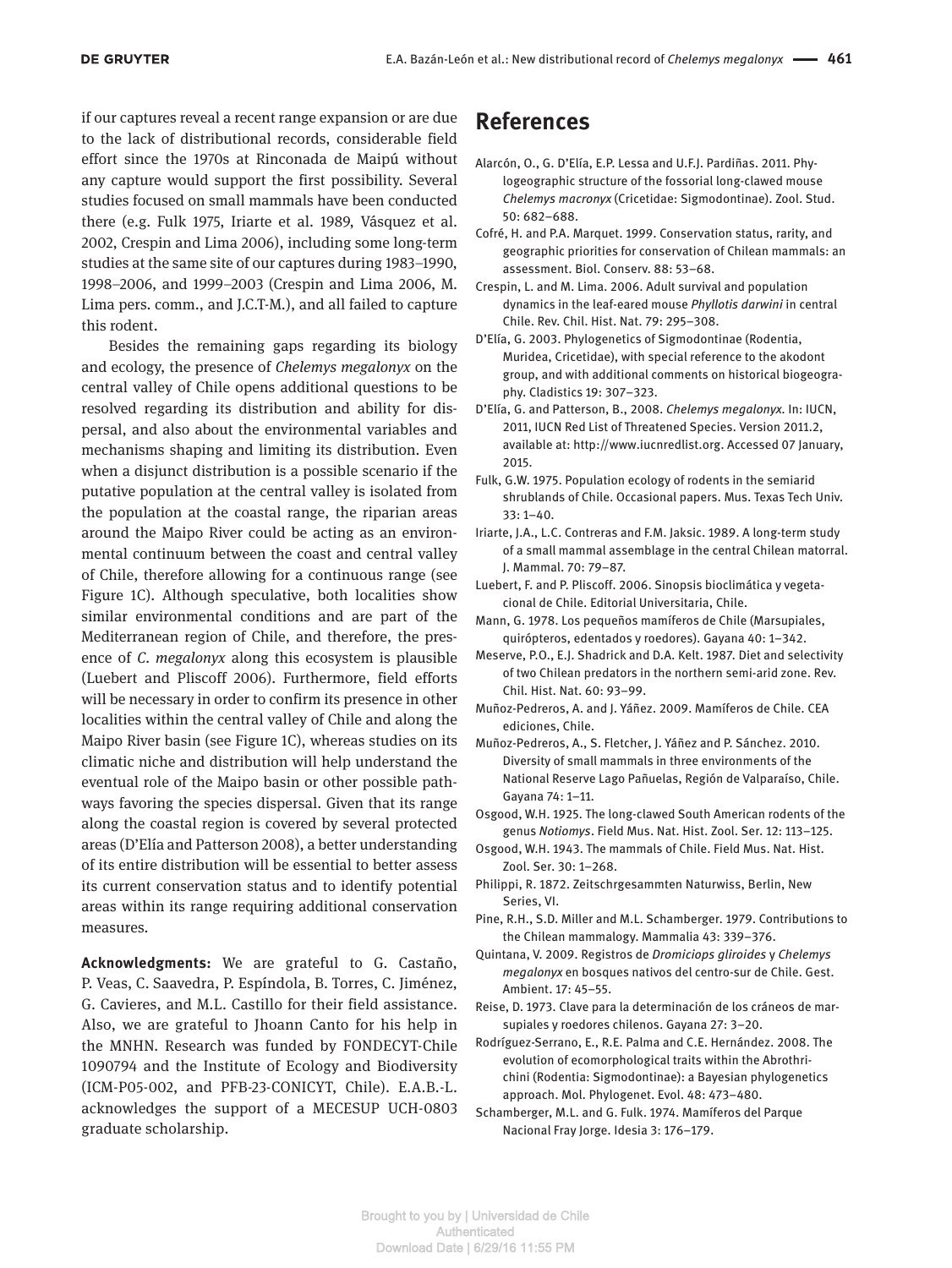if our captures reveal a recent range expansion or are due to the lack of distributional records, considerable field effort since the 1970s at Rinconada de Maipú without any capture would support the first possibility. Several studies focused on small mammals have been conducted there (e.g. Fulk 1975, Iriarte et al. 1989, Vásquez et al. 2002, Crespin and Lima 2006), including some long-term studies at the same site of our captures during 1983–1990, 1998–2006, and 1999–2003 (Crespin and Lima 2006, M. Lima pers. comm., and J.C.T-M.), and all failed to capture this rodent.

Besides the remaining gaps regarding its biology and ecology, the presence of *Chelemys megalonyx* on the central valley of Chile opens additional questions to be resolved regarding its distribution and ability for dispersal, and also about the environmental variables and mechanisms shaping and limiting its distribution. Even when a disjunct distribution is a possible scenario if the putative population at the central valley is isolated from the population at the coastal range, the riparian areas around the Maipo River could be acting as an environmental continuum between the coast and central valley of Chile, therefore allowing for a continuous range (see Figure 1C). Although speculative, both localities show similar environmental conditions and are part of the Mediterranean region of Chile, and therefore, the presence of *C. megalonyx* along this ecosystem is plausible (Luebert and Pliscoff 2006). Furthermore, field efforts will be necessary in order to confirm its presence in other localities within the central valley of Chile and along the Maipo River basin (see Figure 1C), whereas studies on its climatic niche and distribution will help understand the eventual role of the Maipo basin or other possible pathways favoring the species dispersal. Given that its range along the coastal region is covered by several protected areas (D'Elía and Patterson 2008), a better understanding of its entire distribution will be essential to better assess its current conservation status and to identify potential areas within its range requiring additional conservation measures.

**Acknowledgments:** We are grateful to G. Castaño, P. Veas, C. Saavedra, P. Espíndola, B. Torres, C. Jiménez, G. Cavieres, and M.L. Castillo for their field assistance. Also, we are grateful to Jhoann Canto for his help in the MNHN. Research was funded by FONDECYT-Chile 1090794 and the Institute of Ecology and Biodiversity (ICM-P05-002, and PFB-23-CONICYT, Chile). E.A.B.-L. acknowledges the support of a MECESUP UCH-0803 graduate scholarship.

# References

Alarcón, O., G. D'Elía, E.P. Lessa and U.F.J. Pardiñas. 2011. Phylogeographic structure of the fossorial long-clawed mouse *Chelemys macronyx* (Cricetidae: Sigmodontinae). Zool. Stud. 50: 682–688.

Cofré, H. and P.A. Marquet. 1999. Conservation status, rarity, and geographic priorities for conservation of Chilean mammals: an assessment. Biol. Conserv. 88: 53–68.

Crespin, L. and M. Lima. 2006. Adult survival and population dynamics in the leaf-eared mouse *Phyllotis darwini* in central Chile. Rev. Chil. Hist. Nat. 79: 295–308.

D'Elía, G. 2003. Phylogenetics of Sigmodontinae (Rodentia, Muridea, Cricetidae), with special reference to the akodont group, and with additional comments on historical biogeography. Cladistics 19: 307–323.

D'Elía, G. and Patterson, B., 2008. *Chelemys megalonyx*. In: IUCN, 2011, IUCN Red List of Threatened Species. Version 2011.2, available at: http://www.iucnredlist.org. Accessed 07 January, 2015.

Fulk, G.W. 1975. Population ecology of rodents in the semiarid shrublands of Chile. Occasional papers. Mus. Texas Tech Univ. 33: 1–40.

Iriarte, J.A., L.C. Contreras and F.M. Jaksic. 1989. A long-term study of a small mammal assemblage in the central Chilean matorral. J. Mammal. 70: 79–87.

Luebert, F. and P. Pliscoff. 2006. Sinopsis bioclimática y vegetacional de Chile. Editorial Universitaria, Chile.

Mann, G. 1978. Los pequeños mamíferos de Chile (Marsupiales, quirópteros, edentados y roedores). Gayana 40: 1–342.

Meserve, P.O., E.J. Shadrick and D.A. Kelt. 1987. Diet and selectivity of two Chilean predators in the northern semi-arid zone. Rev. Chil. Hist. Nat. 60: 93–99.

Muñoz-Pedreros, A. and J. Yáñez. 2009. Mamíferos de Chile. CEA ediciones, Chile.

Muñoz-Pedreros, A., S. Fletcher, J. Yáñez and P. Sánchez. 2010. Diversity of small mammals in three environments of the National Reserve Lago Peñuelas, Región de Valparaíso, Chile. Gayana 74: 1–11.

Osgood, W.H. 1925. The long-clawed South American rodents of the genus *Notiomys*. Field Mus. Nat. Hist. Zool. Ser. 12: 113–125.

Osgood, W.H. 1943. The mammals of Chile. Field Mus. Nat. Hist. Zool. Ser. 30: 1–268.

Philippi, R. 1872. Zeitschrgesammten Naturwiss, Berlin, New Series, VI.

Pine, R.H., S.D. Miller and M.L. Schamberger. 1979. Contributions to the Chilean mammalogy. Mammalia 43: 339–376.

Quintana, V. 2009. Registros de *Dromiciops gliroides* y *Chelemys megalonyx* en bosques nativos del centro-sur de Chile. Gest. Ambient. 17: 45–55.

Reise, D. 1973. Clave para la determinación de los cráneos de marsupiales y roedores chilenos. Gayana 27: 3–20.

Rodríguez-Serrano, E., R.E. Palma and C.E. Hernández. 2008. The evolution of ecomorphological traits within the Abrothrichini (Rodentia: Sigmodontinae): a Bayesian phylogenetics approach. Mol. Phylogenet. Evol. 48: 473–480.

Schamberger, M.L. and G. Fulk. 1974. Mamíferos del Parque Nacional Fray Jorge. Idesia 3: 176–179.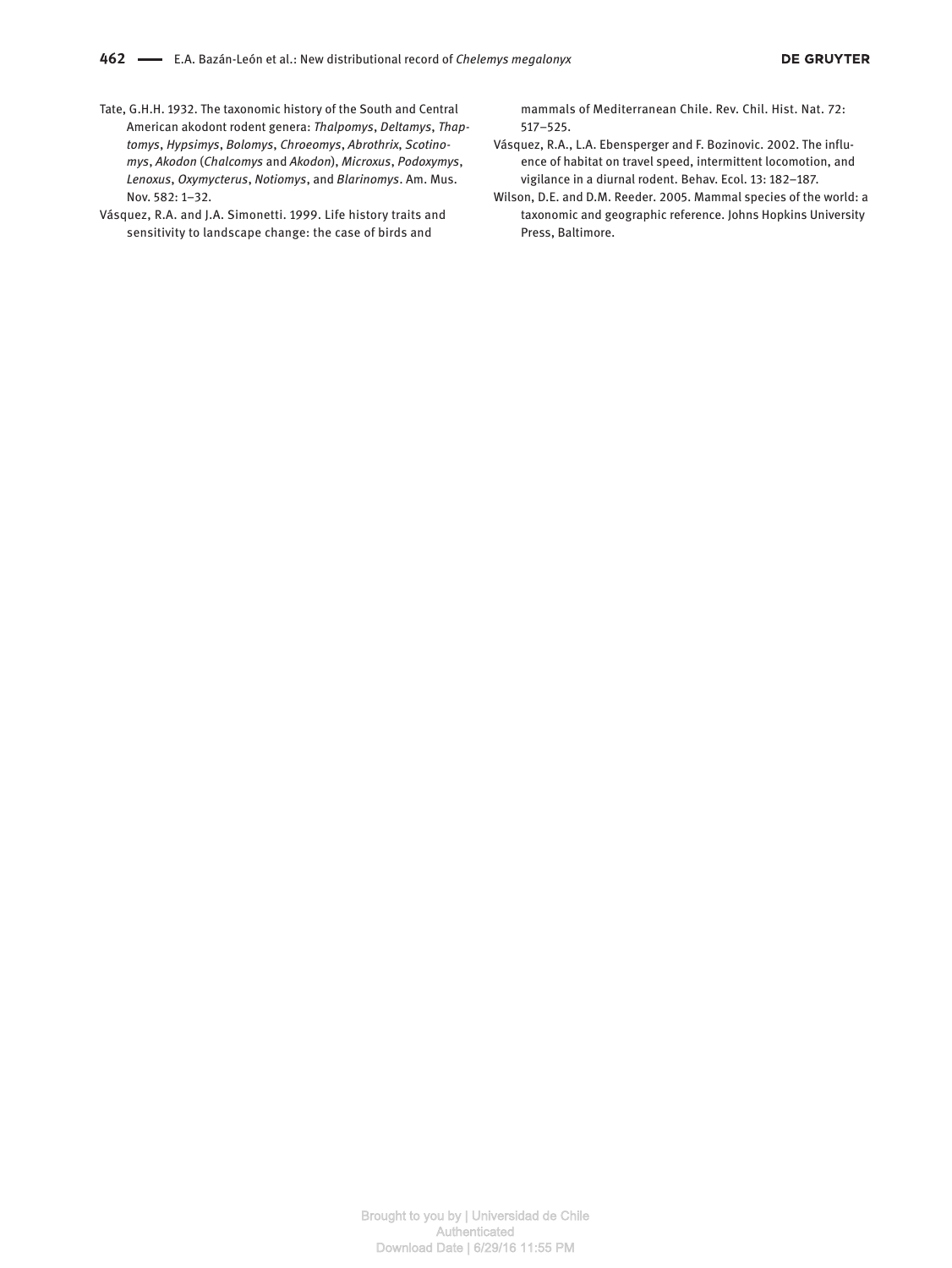Tate, G.H.H. 1932. The taxonomic history of the South and Central American akodont rodent genera: *Thalpomys*, *Deltamys*, *Thaptomys*, *Hypsimys*, *Bolomys*, *Chroeomys*, *Abrothrix*, *Scotinomys*, *Akodon* (*Chalcomys* and *Akodon*), *Microxus*, *Podoxymys*, *Lenoxus*, *Oxymycterus*, *Notiomys*, and *Blarinomys*. Am. Mus. Nov. 582: 1–32.

Vásquez, R.A. and J.A. Simonetti. 1999. Life history traits and sensitivity to landscape change: the case of birds and mammals of Mediterranean Chile. Rev. Chil. Hist. Nat. 72: 517–525.

Vásquez, R.A., L.A. Ebensperger and F. Bozinovic. 2002. The influence of habitat on travel speed, intermittent locomotion, and vigilance in a diurnal rodent. Behav. Ecol. 13: 182–187.

Wilson, D.E. and D.M. Reeder. 2005. Mammal species of the world: a taxonomic and geographic reference. Johns Hopkins University Press, Baltimore.